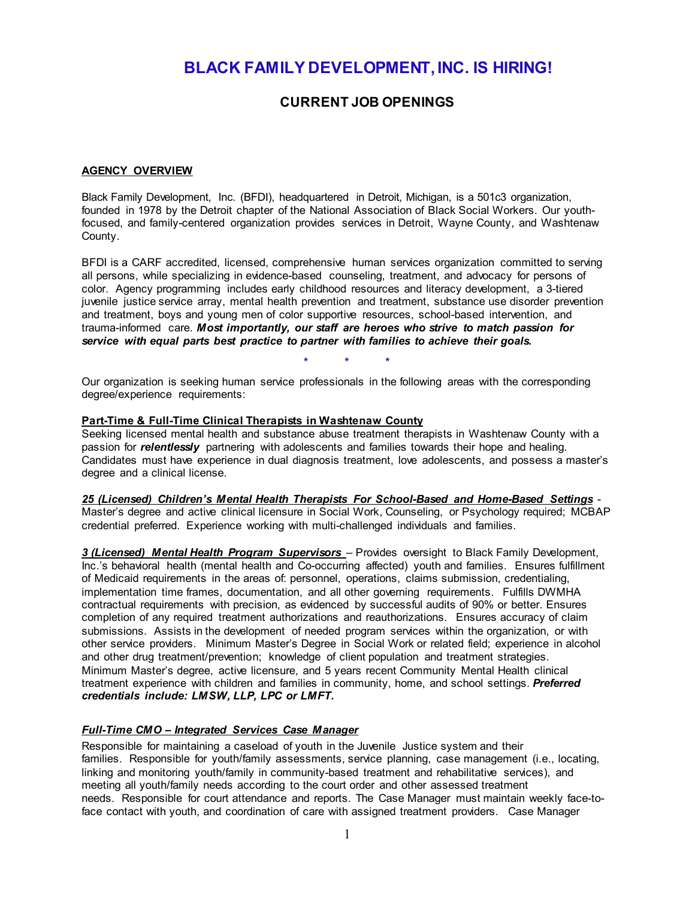# BLACK FAMILY DEVELOPMENT, INC. IS HIRING!

## CURRENT JOB OPENINGS

**AGENCY OVERVIEW**

Black Family Development, Inc. (BFDI), headquartered in Detroit, Michigan, is a 501c3 organization, founded in 1978 by the Detroit chapter of the National Association of Black Social Workers. Our youth-focused, and family-centered organization provides services in Detroit, Wayne County, and Washtenaw County.

BFDI is a CARF accredited, licensed, comprehensive human services organization committed to serving all persons, while specializing in evidence-based counseling, treatment, and advocacy for persons of color. Agency programming includes early childhood resources and literacy development, a 3-tiered juvenile justice service array, mental health prevention and treatment, substance use disorder prevention and treatment, boys and young men of color supportive resources, school-based intervention, and trauma-informed care. ***Most importantly, our staff are heroes who strive to match passion for service with equal parts best practice to partner with families to achieve their goals.***

\* \* \*

Our organization is seeking human service professionals in the following areas with the corresponding degree/experience requirements:

**Part-Time & Full-Time Clinical Therapists in Washtenaw County**

Seeking licensed mental health and substance abuse treatment therapists in Washtenaw County with a passion for ***relentlessly*** partnering with adolescents and families towards their hope and healing. Candidates must have experience in dual diagnosis treatment, love adolescents, and possess a master's degree and a clinical license.

***25 (Licensed) Children's Mental Health Therapists For School-Based and Home-Based Settings*** - Master's degree and active clinical licensure in Social Work, Counseling, or Psychology required; MCBAP credential preferred. Experience working with multi-challenged individuals and families.

***3 (Licensed) Mental Health Program Supervisors*** – Provides oversight to Black Family Development, Inc.'s behavioral health (mental health and Co-occurring affected) youth and families. Ensures fulfillment of Medicaid requirements in the areas of: personnel, operations, claims submission, credentialing, implementation time frames, documentation, and all other governing requirements. Fulfills DWMHA contractual requirements with precision, as evidenced by successful audits of 90% or better. Ensures completion of any required treatment authorizations and reauthorizations. Ensures accuracy of claim submissions. Assists in the development of needed program services within the organization, or with other service providers. Minimum Master's Degree in Social Work or related field; experience in alcohol and other drug treatment/prevention; knowledge of client population and treatment strategies. Minimum Master's degree, active licensure, and 5 years recent Community Mental Health clinical treatment experience with children and families in community, home, and school settings. ***Preferred credentials include: LMSW, LLP, LPC or LMFT.***

***Full-Time CMO – Integrated Services Case Manager***

Responsible for maintaining a caseload of youth in the Juvenile Justice system and their families. Responsible for youth/family assessments, service planning, case management (i.e., locating, linking and monitoring youth/family in community-based treatment and rehabilitative services), and meeting all youth/family needs according to the court order and other assessed treatment needs. Responsible for court attendance and reports. The Case Manager must maintain weekly face-to-face contact with youth, and coordination of care with assigned treatment providers. Case Manager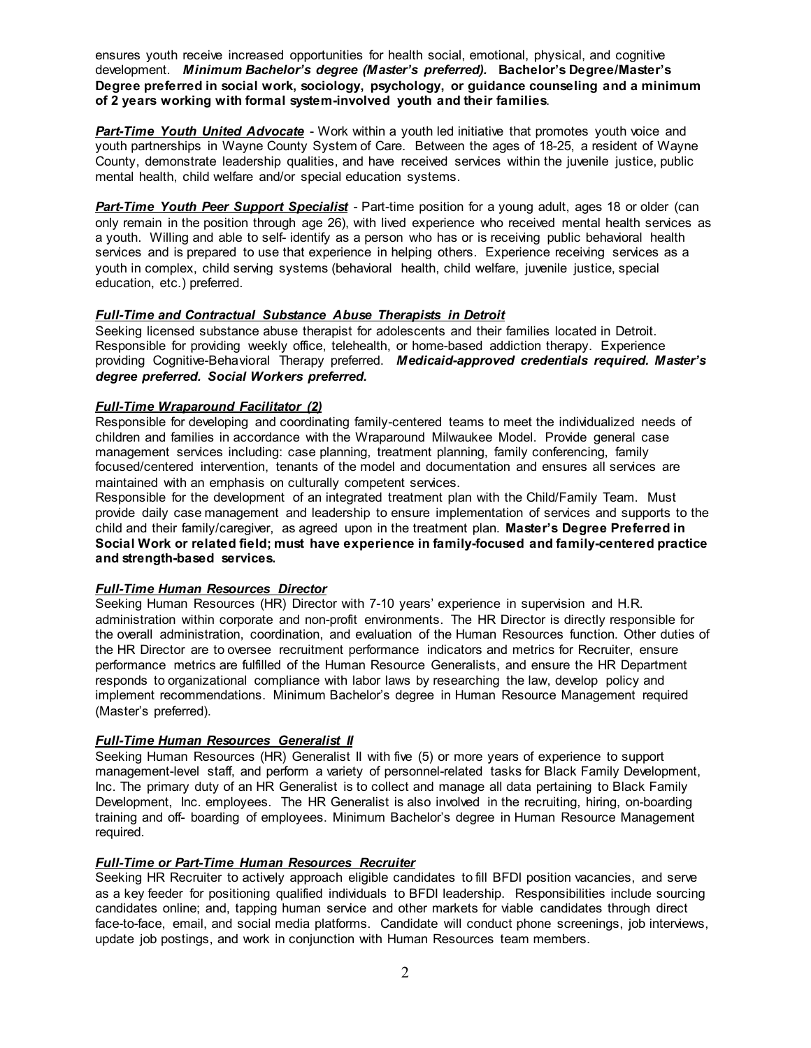ensures youth receive increased opportunities for health social, emotional, physical, and cognitive development. ***Minimum Bachelor's degree (Master's preferred).*** **Bachelor's Degree/Master's Degree preferred in social work, sociology, psychology, or guidance counseling and a minimum of 2 years working with formal system-involved youth and their families**.

***Part-Time Youth United Advocate*** - Work within a youth led initiative that promotes youth voice and youth partnerships in Wayne County System of Care. Between the ages of 18-25, a resident of Wayne County, demonstrate leadership qualities, and have received services within the juvenile justice, public mental health, child welfare and/or special education systems.

***Part-Time Youth Peer Support Specialist*** - Part-time position for a young adult, ages 18 or older (can only remain in the position through age 26), with lived experience who received mental health services as a youth. Willing and able to self- identify as a person who has or is receiving public behavioral health services and is prepared to use that experience in helping others. Experience receiving services as a youth in complex, child serving systems (behavioral health, child welfare, juvenile justice, special education, etc.) preferred.

***Full-Time and Contractual Substance Abuse Therapists in Detroit***

Seeking licensed substance abuse therapist for adolescents and their families located in Detroit. Responsible for providing weekly office, telehealth, or home-based addiction therapy. Experience providing Cognitive-Behavioral Therapy preferred. ***Medicaid-approved credentials required. Master's degree preferred. Social Workers preferred.***

***Full-Time Wraparound Facilitator (2)***

Responsible for developing and coordinating family-centered teams to meet the individualized needs of children and families in accordance with the Wraparound Milwaukee Model. Provide general case management services including: case planning, treatment planning, family conferencing, family focused/centered intervention, tenants of the model and documentation and ensures all services are maintained with an emphasis on culturally competent services.

Responsible for the development of an integrated treatment plan with the Child/Family Team. Must provide daily case management and leadership to ensure implementation of services and supports to the child and their family/caregiver, as agreed upon in the treatment plan. **Master's Degree Preferred in Social Work or related field; must have experience in family-focused and family-centered practice and strength-based services.**

***Full-Time Human Resources Director***

Seeking Human Resources (HR) Director with 7-10 years' experience in supervision and H.R. administration within corporate and non-profit environments. The HR Director is directly responsible for the overall administration, coordination, and evaluation of the Human Resources function. Other duties of the HR Director are to oversee recruitment performance indicators and metrics for Recruiter, ensure performance metrics are fulfilled of the Human Resource Generalists, and ensure the HR Department responds to organizational compliance with labor laws by researching the law, develop policy and implement recommendations. Minimum Bachelor's degree in Human Resource Management required (Master's preferred).

***Full-Time Human Resources Generalist II***

Seeking Human Resources (HR) Generalist II with five (5) or more years of experience to support management-level staff, and perform a variety of personnel-related tasks for Black Family Development, Inc. The primary duty of an HR Generalist is to collect and manage all data pertaining to Black Family Development, Inc. employees. The HR Generalist is also involved in the recruiting, hiring, on-boarding training and off- boarding of employees. Minimum Bachelor's degree in Human Resource Management required.

***Full-Time or Part-Time Human Resources Recruiter***

Seeking HR Recruiter to actively approach eligible candidates to fill BFDI position vacancies, and serve as a key feeder for positioning qualified individuals to BFDI leadership. Responsibilities include sourcing candidates online; and, tapping human service and other markets for viable candidates through direct face-to-face, email, and social media platforms. Candidate will conduct phone screenings, job interviews, update job postings, and work in conjunction with Human Resources team members.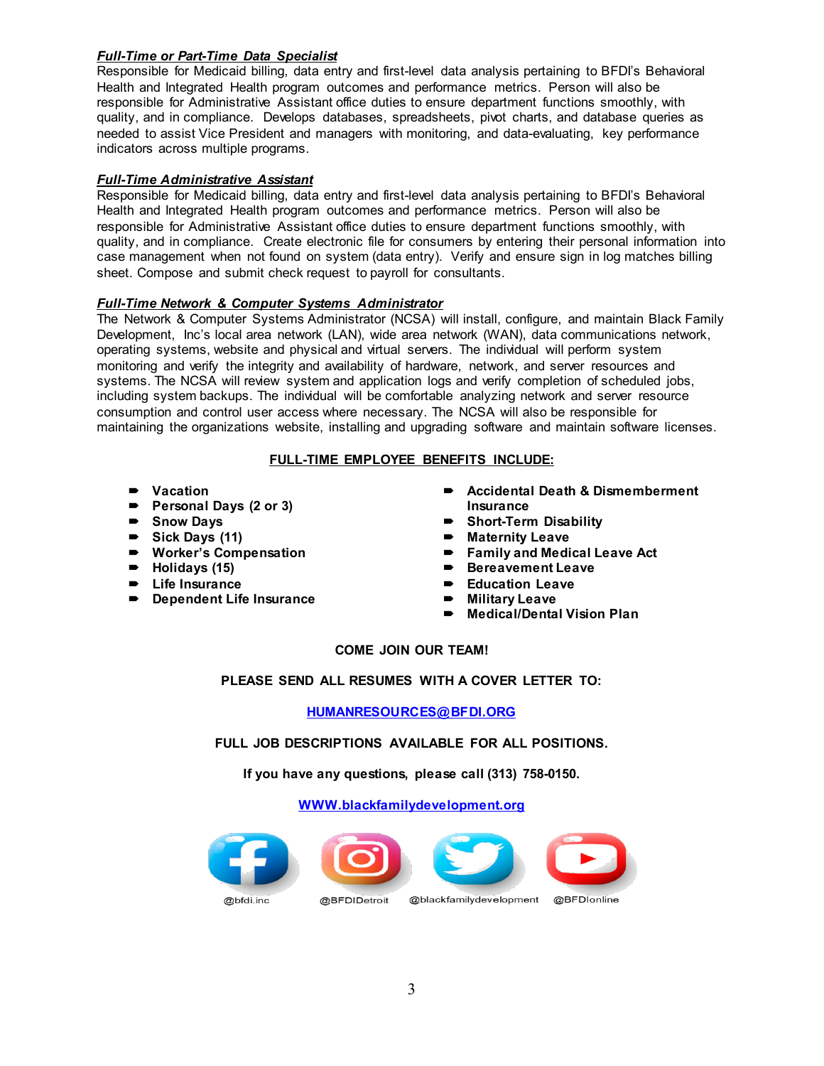***Full-Time or Part-Time Data Specialist***

Responsible for Medicaid billing, data entry and first-level data analysis pertaining to BFDI's Behavioral Health and Integrated Health program outcomes and performance metrics. Person will also be responsible for Administrative Assistant office duties to ensure department functions smoothly, with quality, and in compliance. Develops databases, spreadsheets, pivot charts, and database queries as needed to assist Vice President and managers with monitoring, and data-evaluating, key performance indicators across multiple programs.

***Full-Time Administrative Assistant***

Responsible for Medicaid billing, data entry and first-level data analysis pertaining to BFDI's Behavioral Health and Integrated Health program outcomes and performance metrics. Person will also be responsible for Administrative Assistant office duties to ensure department functions smoothly, with quality, and in compliance. Create electronic file for consumers by entering their personal information into case management when not found on system (data entry). Verify and ensure sign in log matches billing sheet. Compose and submit check request to payroll for consultants.

***Full-Time Network & Computer Systems Administrator***

The Network & Computer Systems Administrator (NCSA) will install, configure, and maintain Black Family Development, Inc's local area network (LAN), wide area network (WAN), data communications network, operating systems, website and physical and virtual servers. The individual will perform system monitoring and verify the integrity and availability of hardware, network, and server resources and systems. The NCSA will review system and application logs and verify completion of scheduled jobs, including system backups. The individual will be comfortable analyzing network and server resource consumption and control user access where necessary. The NCSA will also be responsible for maintaining the organizations website, installing and upgrading software and maintain software licenses.

**FULL-TIME EMPLOYEE BENEFITS INCLUDE:**

- **Vacation**
- **Personal Days (2 or 3)**
- **Snow Days**
- **Sick Days (11)**
- **Worker's Compensation**
- **Holidays (15)**
- **Life Insurance**
- **Dependent Life Insurance**
- **Accidental Death & Dismemberment Insurance**
- **Short-Term Disability**
- **Maternity Leave**
- **Family and Medical Leave Act**
- **Bereavement Leave**
- **Education Leave**
- **Military Leave**
- **Medical/Dental Vision Plan**

**COME JOIN OUR TEAM!**

**PLEASE SEND ALL RESUMES WITH A COVER LETTER TO:**

**HUMANRESOURCES@BFDI.ORG**

**FULL JOB DESCRIPTIONS AVAILABLE FOR ALL POSITIONS.**

**If you have any questions, please call (313) 758-0150.**

**WWW.blackfamilydevelopment.org**

@bfdi.inc @BFDIDetroit @blackfamilydevelopment @BFDIonline